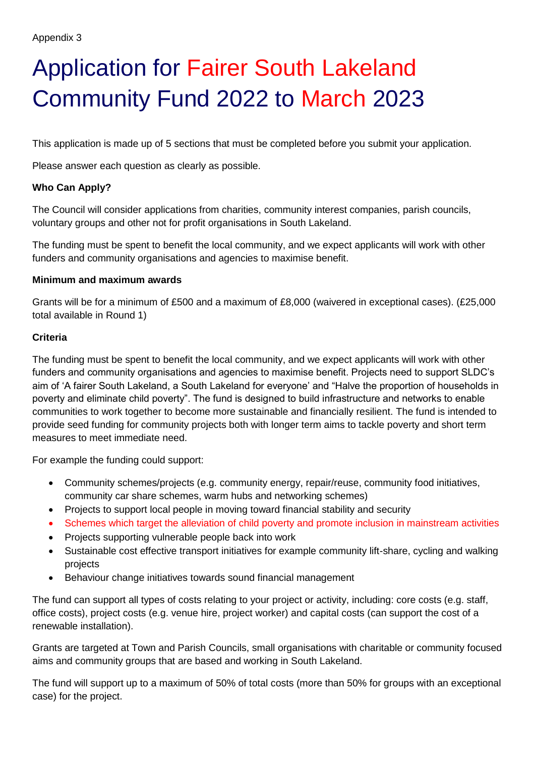Appendix 3

# Application for Fairer South Lakeland Community Fund 2022 to March 2023

This application is made up of 5 sections that must be completed before you submit your application.

Please answer each question as clearly as possible.

**Who Can Apply?**

The Council will consider applications from charities, community interest companies, parish councils, voluntary groups and other not for profit organisations in South Lakeland.

The funding must be spent to benefit the local community, and we expect applicants will work with other funders and community organisations and agencies to maximise benefit.

**Minimum and maximum awards**

Grants will be for a minimum of £500 and a maximum of £8,000 (waivered in exceptional cases). (£25,000 total available in Round 1)

**Criteria**

The funding must be spent to benefit the local community, and we expect applicants will work with other funders and community organisations and agencies to maximise benefit. Projects need to support SLDC's aim of 'A fairer South Lakeland, a South Lakeland for everyone' and "Halve the proportion of households in poverty and eliminate child poverty". The fund is designed to build infrastructure and networks to enable communities to work together to become more sustainable and financially resilient. The fund is intended to provide seed funding for community projects both with longer term aims to tackle poverty and short term measures to meet immediate need.

For example the funding could support:

- Community schemes/projects (e.g. community energy, repair/reuse, community food initiatives, community car share schemes, warm hubs and networking schemes)
- Projects to support local people in moving toward financial stability and security
- Schemes which target the alleviation of child poverty and promote inclusion in mainstream activities
- Projects supporting vulnerable people back into work
- Sustainable cost effective transport initiatives for example community lift-share, cycling and walking projects
- Behaviour change initiatives towards sound financial management

The fund can support all types of costs relating to your project or activity, including: core costs (e.g. staff, office costs), project costs (e.g. venue hire, project worker) and capital costs (can support the cost of a renewable installation).

Grants are targeted at Town and Parish Councils, small organisations with charitable or community focused aims and community groups that are based and working in South Lakeland.

The fund will support up to a maximum of 50% of total costs (more than 50% for groups with an exceptional case) for the project.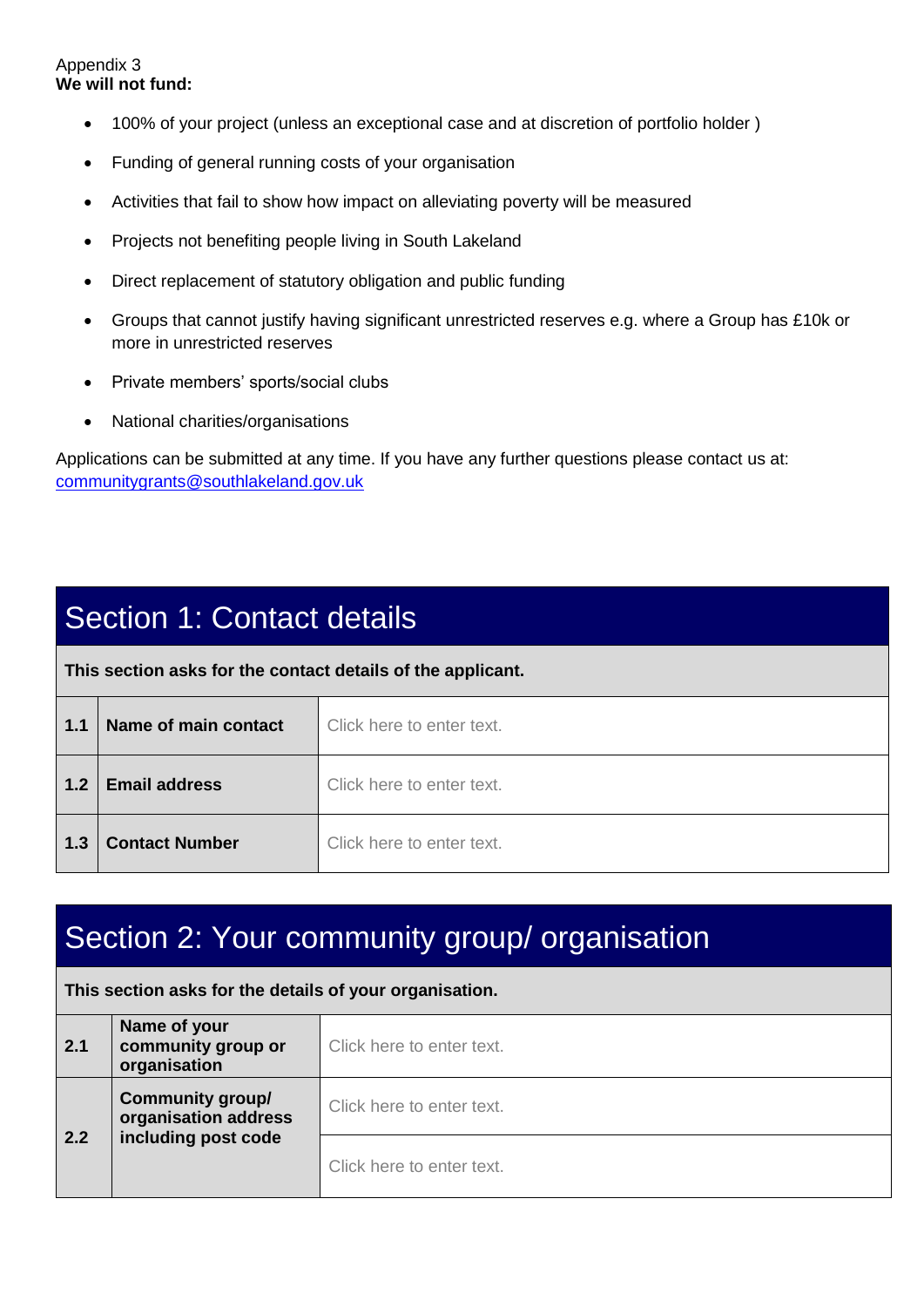Appendix 3

**We will not fund:**

- 100% of your project (unless an exceptional case and at discretion of portfolio holder )
- Funding of general running costs of your organisation
- Activities that fail to show how impact on alleviating poverty will be measured
- Projects not benefiting people living in South Lakeland
- Direct replacement of statutory obligation and public funding
- Groups that cannot justify having significant unrestricted reserves e.g. where a Group has £10k or more in unrestricted reserves
- Private members' sports/social clubs
- National charities/organisations

Applications can be submitted at any time. If you have any further questions please contact us at: communitygrants@southlakeland.gov.uk

## Section 1: Contact details

**This section asks for the contact details of the applicant.**

| | | |
|---|---|---|
| **1.1** | **Name of main contact** | Click here to enter text. |
| **1.2** | **Email address** | Click here to enter text. |
| **1.3** | **Contact Number** | Click here to enter text. |

## Section 2: Your community group/ organisation

**This section asks for the details of your organisation.**

| | | |
|---|---|---|
| **2.1** | **Name of your community group or organisation** | Click here to enter text. |
| **2.2** | **Community group/ organisation address including post code** | Click here to enter text. |
| | | Click here to enter text. |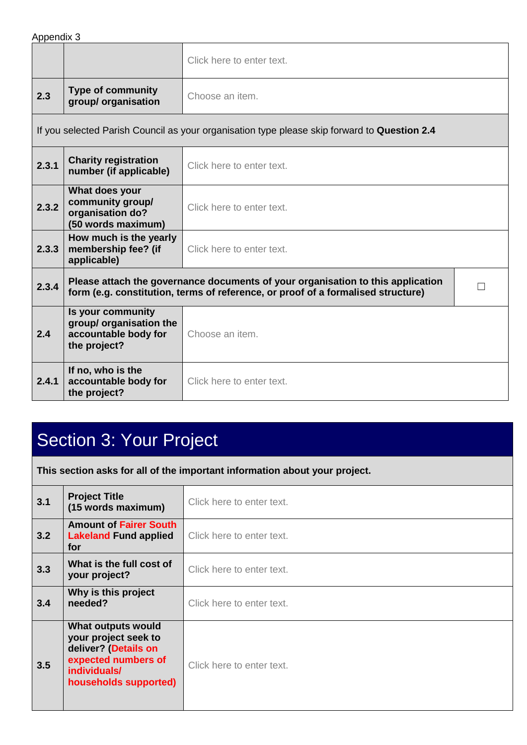Appendix 3

| | | |
|---|---|---|
| | | Click here to enter text. |
| **2.3** | **Type of community group/ organisation** | Choose an item. |
| If you selected Parish Council as your organisation type please skip forward to **Question 2.4** | | |
| **2.3.1** | **Charity registration number (if applicable)** | Click here to enter text. |
| **2.3.2** | **What does your community group/ organisation do? (50 words maximum)** | Click here to enter text. |
| **2.3.3** | **How much is the yearly membership fee? (if applicable)** | Click here to enter text. |
| **2.3.4** | **Please attach the governance documents of your organisation to this application form (e.g. constitution, terms of reference, or proof of a formalised structure)** | ☐ |
| **2.4** | **Is your community group/ organisation the accountable body for the project?** | Choose an item. |
| **2.4.1** | **If no, who is the accountable body for the project?** | Click here to enter text. |

## Section 3: Your Project

**This section asks for all of the important information about your project.**

| | | |
|---|---|---|
| **3.1** | **Project Title (15 words maximum)** | Click here to enter text. |
| **3.2** | **Amount of Fairer South Lakeland Fund applied for** | Click here to enter text. |
| **3.3** | **What is the full cost of your project?** | Click here to enter text. |
| **3.4** | **Why is this project needed?** | Click here to enter text. |
| **3.5** | **What outputs would your project seek to deliver? (Details on expected numbers of individuals/ households supported)** | Click here to enter text. |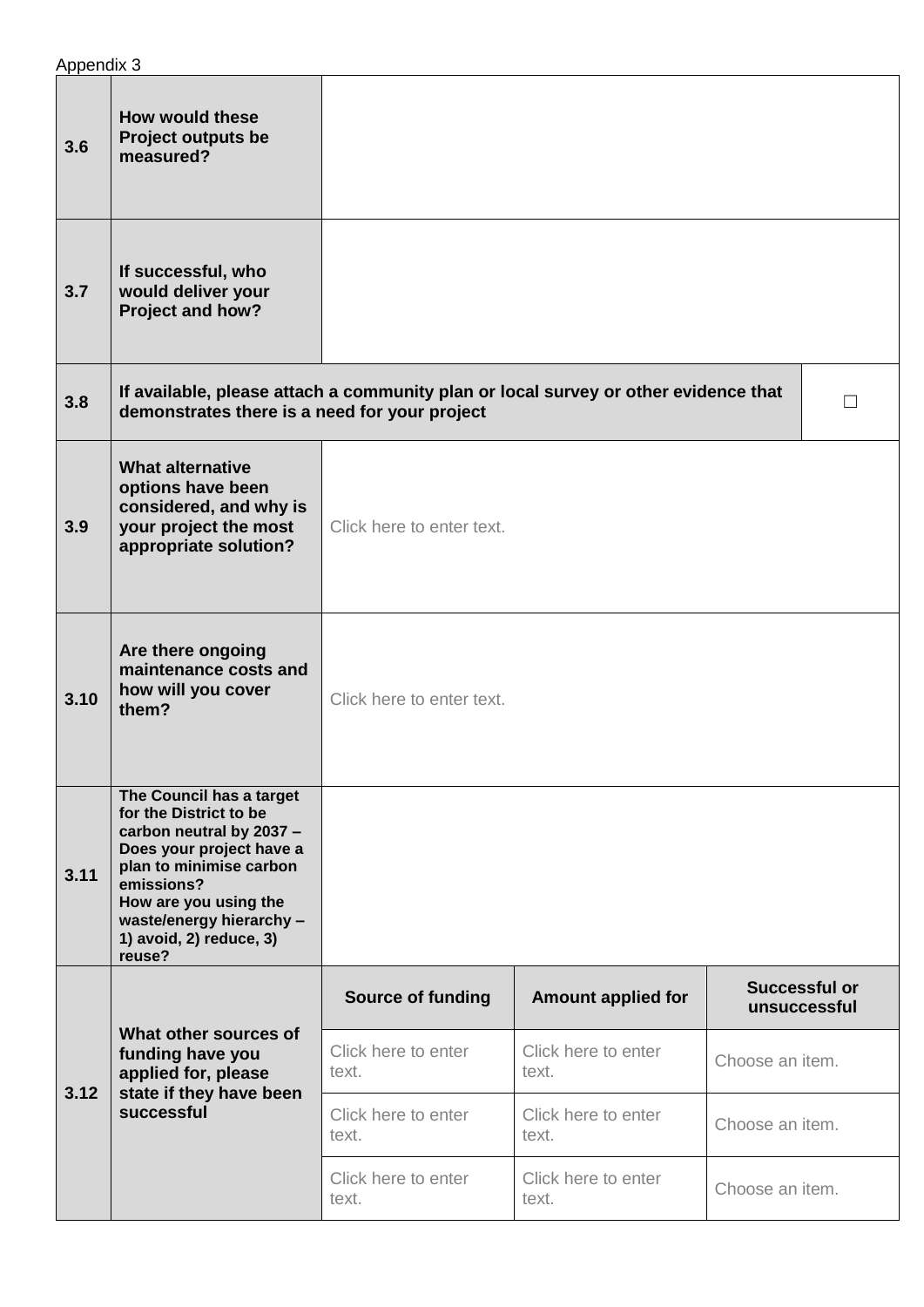Appendix 3

| | | | | |
|---|---|---|---|---|
| **3.6** | **How would these Project outputs be measured?** | | | |
| **3.7** | **If successful, who would deliver your Project and how?** | | | |
| **3.8** | **If available, please attach a community plan or local survey or other evidence that demonstrates there is a need for your project** | | | ☐ |
| **3.9** | **What alternative options have been considered, and why is your project the most appropriate solution?** | Click here to enter text. | | |
| **3.10** | **Are there ongoing maintenance costs and how will you cover them?** | Click here to enter text. | | |
| **3.11** | **The Council has a target for the District to be carbon neutral by 2037 – Does your project have a plan to minimise carbon emissions? How are you using the waste/energy hierarchy – 1) avoid, 2) reduce, 3) reuse?** | | | |
| **3.12** | **What other sources of funding have you applied for, please state if they have been successful** | **Source of funding** | **Amount applied for** | **Successful or unsuccessful** |
| | | Click here to enter text. | Click here to enter text. | Choose an item. |
| | | Click here to enter text. | Click here to enter text. | Choose an item. |
| | | Click here to enter text. | Click here to enter text. | Choose an item. |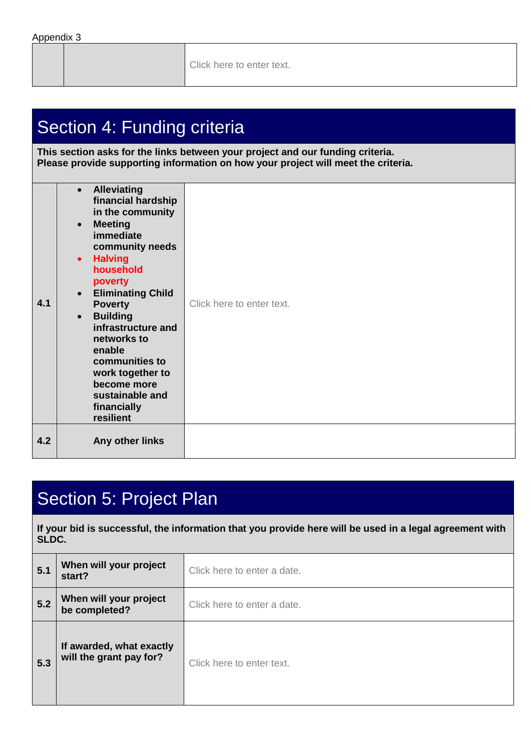Appendix 3

| | | |
|---|---|---|
| | | Click here to enter text. |

## Section 4: Funding criteria

**This section asks for the links between your project and our funding criteria.**
**Please provide supporting information on how your project will meet the criteria.**

| | | |
|---|---|---|
| **4.1** | • **Alleviating financial hardship in the community**<br>• **Meeting immediate community needs**<br>• **Halving household poverty**<br>• **Eliminating Child Poverty**<br>• **Building infrastructure and networks to enable communities to work together to become more sustainable and financially resilient** | Click here to enter text. |
| **4.2** | **Any other links** | |

## Section 5: Project Plan

**If your bid is successful, the information that you provide here will be used in a legal agreement with SLDC.**

| | | |
|---|---|---|
| **5.1** | **When will your project start?** | Click here to enter a date. |
| **5.2** | **When will your project be completed?** | Click here to enter a date. |
| **5.3** | **If awarded, what exactly will the grant pay for?** | Click here to enter text. |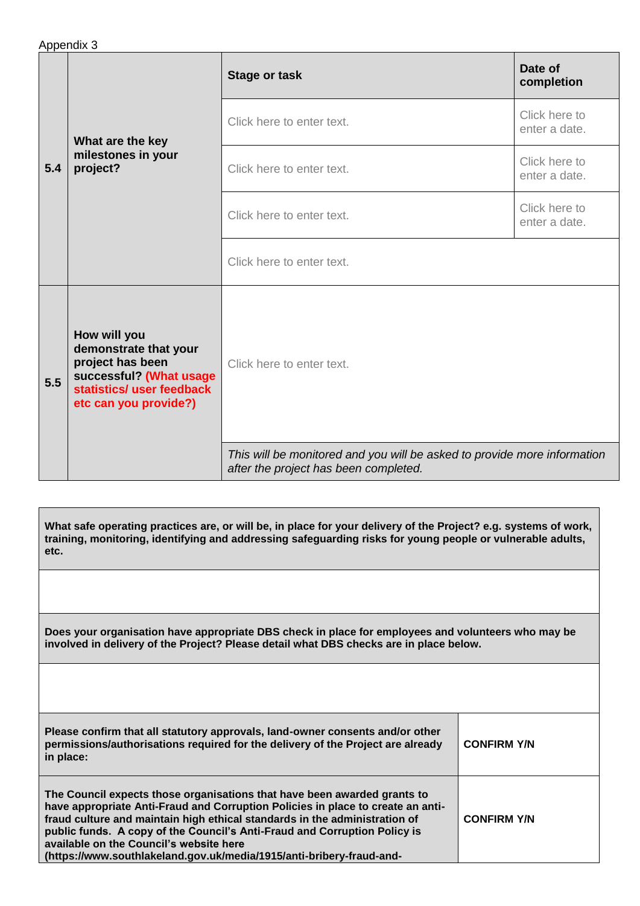Appendix 3

| | | Stage or task | Date of completion |
|---|---|---|---|
| **5.4** | **What are the key milestones in your project?** | Click here to enter text. | Click here to enter a date. |
| | | Click here to enter text. | Click here to enter a date. |
| | | Click here to enter text. | Click here to enter a date. |
| | | Click here to enter text. | |
| **5.5** | **How will you demonstrate that your project has been successful? (What usage statistics/ user feedback etc can you provide?)** | Click here to enter text. | |
| | | *This will be monitored and you will be asked to provide more information after the project has been completed.* | |

| | |
|---|---|
| **What safe operating practices are, or will be, in place for your delivery of the Project? e.g. systems of work, training, monitoring, identifying and addressing safeguarding risks for young people or vulnerable adults, etc.** | |
| | |
| **Does your organisation have appropriate DBS check in place for employees and volunteers who may be involved in delivery of the Project? Please detail what DBS checks are in place below.** | |
| | |
| **Please confirm that all statutory approvals, land-owner consents and/or other permissions/authorisations required for the delivery of the Project are already in place:** | **CONFIRM Y/N** |
| **The Council expects those organisations that have been awarded grants to have appropriate Anti-Fraud and Corruption Policies in place to create an anti-fraud culture and maintain high ethical standards in the administration of public funds. A copy of the Council's Anti-Fraud and Corruption Policy is available on the Council's website here (https://www.southlakeland.gov.uk/media/1915/anti-bribery-fraud-and-** | **CONFIRM Y/N** |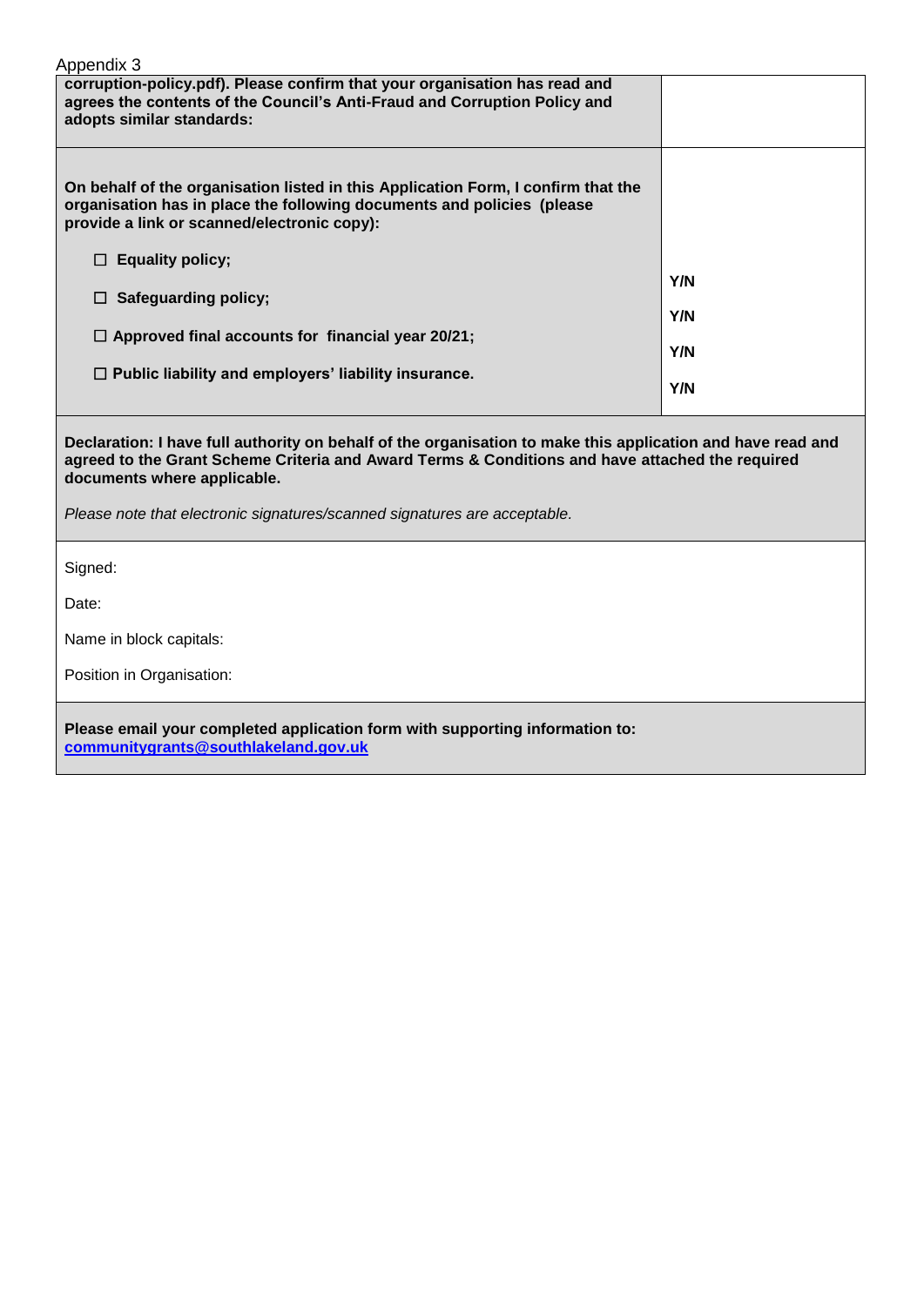Appendix 3

| | |
|---|---|
| **corruption-policy.pdf). Please confirm that your organisation has read and agrees the contents of the Council's Anti-Fraud and Corruption Policy and adopts similar standards:** | |
| **On behalf of the organisation listed in this Application Form, I confirm that the organisation has in place the following documents and policies (please provide a link or scanned/electronic copy):**<br><br>☐ **Equality policy;**<br><br>☐ **Safeguarding policy;**<br><br>☐ **Approved final accounts for financial year 20/21;**<br><br>☐ **Public liability and employers' liability insurance.** | **Y/N**<br><br>**Y/N**<br><br>**Y/N**<br><br>**Y/N** |

**Declaration: I have full authority on behalf of the organisation to make this application and have read and agreed to the Grant Scheme Criteria and Award Terms & Conditions and have attached the required documents where applicable.**

*Please note that electronic signatures/scanned signatures are acceptable.*

Signed:

Date:

Name in block capitals:

Position in Organisation:

**Please email your completed application form with supporting information to: communitygrants@southlakeland.gov.uk**